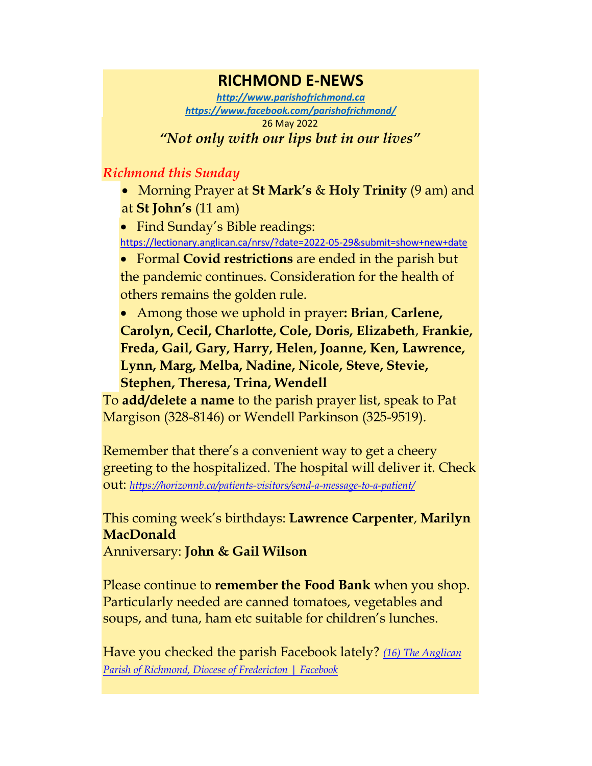# RICHMOND E-NEWS

*http://www.parishofrichmond.ca*
*https://www.facebook.com/parishofrichmond/*

26 May 2022

*"Not only with our lips but in our lives"*

## *Richmond this Sunday*

- Morning Prayer at **St Mark's** & **Holy Trinity** (9 am) and at **St John's** (11 am)
- Find Sunday's Bible readings: https://lectionary.anglican.ca/nrsv/?date=2022-05-29&submit=show+new+date
- Formal **Covid restrictions** are ended in the parish but the pandemic continues. Consideration for the health of others remains the golden rule.
- Among those we uphold in prayer**: Brian**, **Carlene, Carolyn, Cecil, Charlotte, Cole, Doris, Elizabeth**, **Frankie, Freda, Gail, Gary, Harry, Helen, Joanne, Ken, Lawrence, Lynn, Marg, Melba, Nadine, Nicole, Steve, Stevie, Stephen, Theresa, Trina, Wendell**

To **add/delete a name** to the parish prayer list, speak to Pat Margison (328-8146) or Wendell Parkinson (325-9519).

Remember that there's a convenient way to get a cheery greeting to the hospitalized. The hospital will deliver it. Check out: *https://horizonnb.ca/patients-visitors/send-a-message-to-a-patient/*

This coming week's birthdays: **Lawrence Carpenter**, **Marilyn MacDonald**
Anniversary: **John & Gail Wilson**

Please continue to **remember the Food Bank** when you shop. Particularly needed are canned tomatoes, vegetables and soups, and tuna, ham etc suitable for children's lunches.

Have you checked the parish Facebook lately? *(16) The Anglican Parish of Richmond, Diocese of Fredericton | Facebook*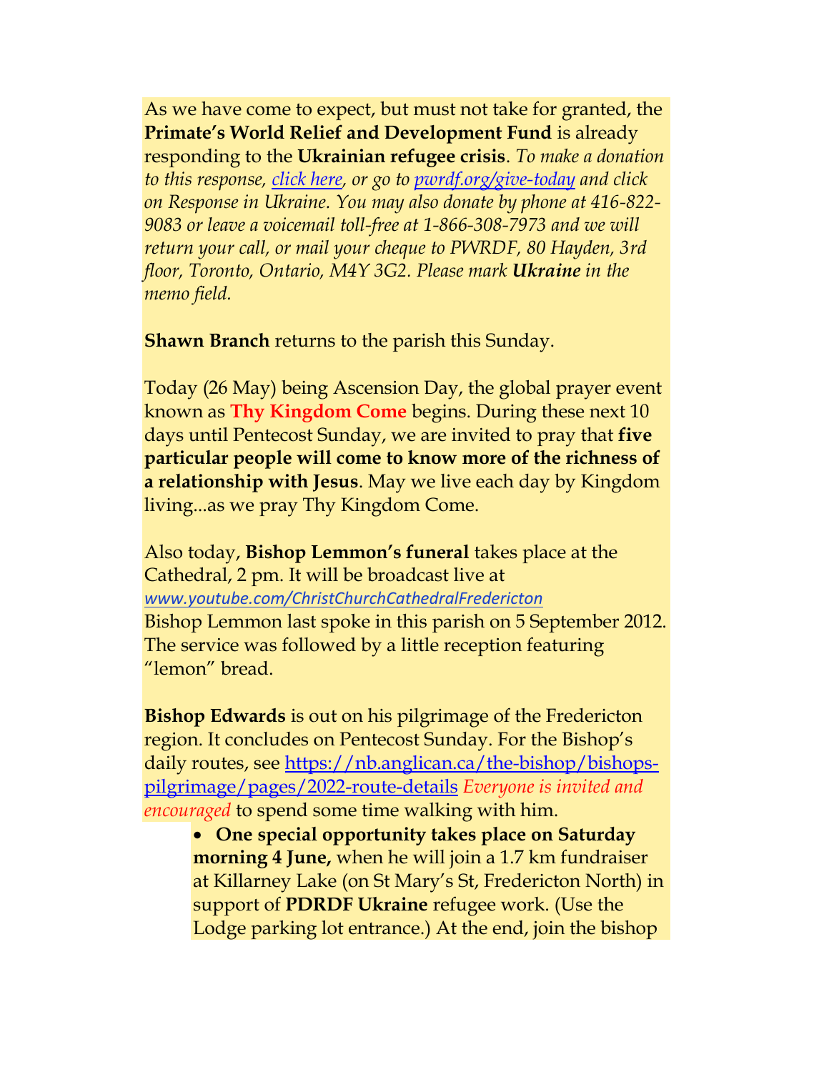As we have come to expect, but must not take for granted, the **Primate's World Relief and Development Fund** is already responding to the **Ukrainian refugee crisis**. *To make a donation to this response, [click here](), or go to [pwrdf.org/give-today]() and click on Response in Ukraine. You may also donate by phone at 416-822-9083 or leave a voicemail toll-free at 1-866-308-7973 and we will return your call, or mail your cheque to PWRDF, 80 Hayden, 3rd floor, Toronto, Ontario, M4Y 3G2. Please mark **Ukraine** in the memo field.*

**Shawn Branch** returns to the parish this Sunday.

Today (26 May) being Ascension Day, the global prayer event known as **Thy Kingdom Come** begins. During these next 10 days until Pentecost Sunday, we are invited to pray that **five particular people will come to know more of the richness of a relationship with Jesus**. May we live each day by Kingdom living...as we pray Thy Kingdom Come.

Also today, **Bishop Lemmon's funeral** takes place at the Cathedral, 2 pm. It will be broadcast live at *www.youtube.com/ChristChurchCathedralFredericton*
Bishop Lemmon last spoke in this parish on 5 September 2012. The service was followed by a little reception featuring "lemon" bread.

**Bishop Edwards** is out on his pilgrimage of the Fredericton region. It concludes on Pentecost Sunday. For the Bishop's daily routes, see [https://nb.anglican.ca/the-bishop/bishops-pilgrimage/pages/2022-route-details](https://nb.anglican.ca/the-bishop/bishops-pilgrimage/pages/2022-route-details) *Everyone is invited and encouraged* to spend some time walking with him.

- **One special opportunity takes place on Saturday morning 4 June,** when he will join a 1.7 km fundraiser at Killarney Lake (on St Mary's St, Fredericton North) in support of **PDRDF Ukraine** refugee work. (Use the Lodge parking lot entrance.) At the end, join the bishop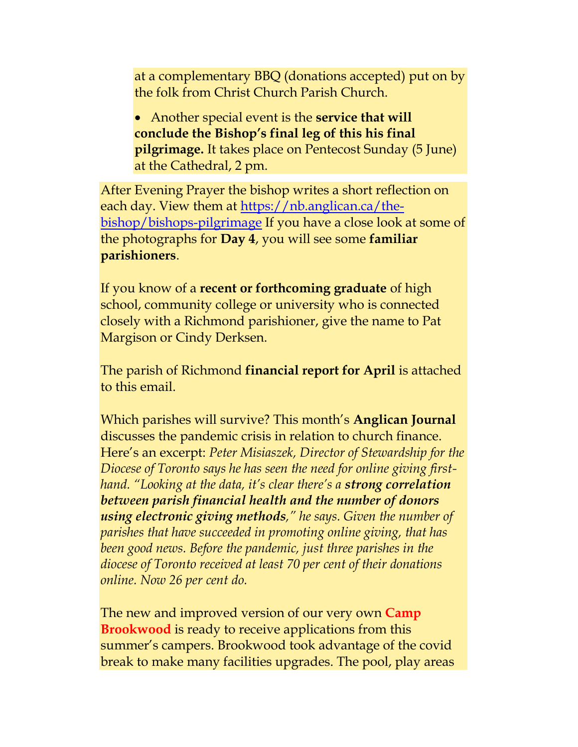at a complementary BBQ (donations accepted) put on by the folk from Christ Church Parish Church.

- Another special event is the **service that will conclude the Bishop's final leg of this his final pilgrimage.** It takes place on Pentecost Sunday (5 June) at the Cathedral, 2 pm.

After Evening Prayer the bishop writes a short reflection on each day. View them at https://nb.anglican.ca/the-bishop/bishops-pilgrimage If you have a close look at some of the photographs for **Day 4**, you will see some **familiar parishioners**.

If you know of a **recent or forthcoming graduate** of high school, community college or university who is connected closely with a Richmond parishioner, give the name to Pat Margison or Cindy Derksen.

The parish of Richmond **financial report for April** is attached to this email.

Which parishes will survive? This month's **Anglican Journal** discusses the pandemic crisis in relation to church finance. Here's an excerpt: *Peter Misiaszek, Director of Stewardship for the Diocese of Toronto says he has seen the need for online giving first-hand. "Looking at the data, it's clear there's a **strong correlation between parish financial health and the number of donors using electronic giving methods**," he says. Given the number of parishes that have succeeded in promoting online giving, that has been good news. Before the pandemic, just three parishes in the diocese of Toronto received at least 70 per cent of their donations online. Now 26 per cent do.*

The new and improved version of our very own **Camp Brookwood** is ready to receive applications from this summer's campers. Brookwood took advantage of the covid break to make many facilities upgrades. The pool, play areas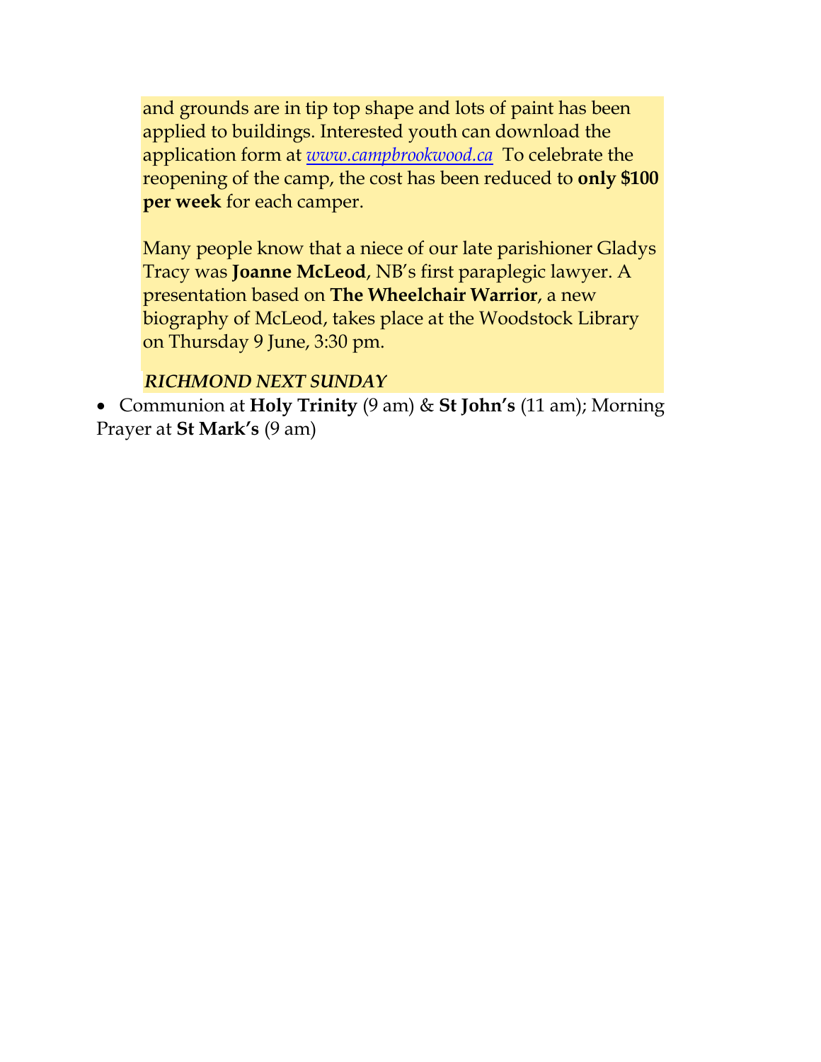and grounds are in tip top shape and lots of paint has been applied to buildings. Interested youth can download the application form at *www.campbrookwood.ca* To celebrate the reopening of the camp, the cost has been reduced to **only $100 per week** for each camper.

Many people know that a niece of our late parishioner Gladys Tracy was **Joanne McLeod**, NB's first paraplegic lawyer. A presentation based on **The Wheelchair Warrior**, a new biography of McLeod, takes place at the Woodstock Library on Thursday 9 June, 3:30 pm.

***RICHMOND NEXT SUNDAY***

- Communion at **Holy Trinity** (9 am) & **St John's** (11 am); Morning Prayer at **St Mark's** (9 am)